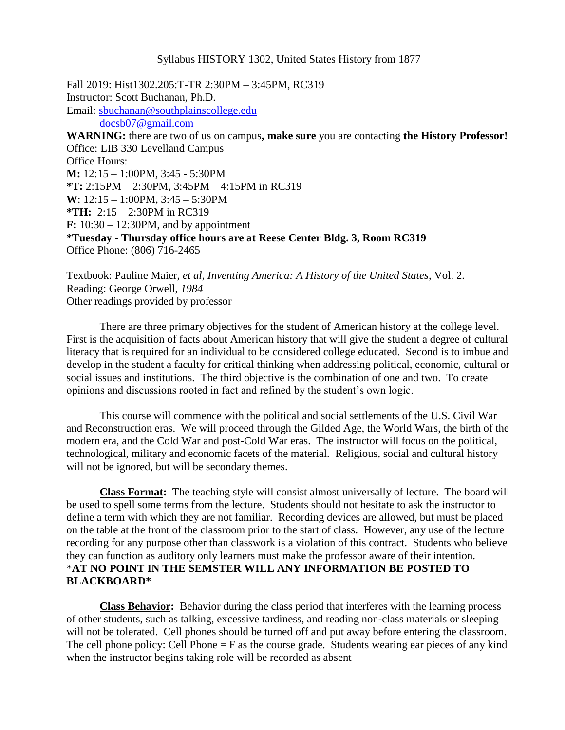Syllabus HISTORY 1302, United States History from 1877

Fall 2019: Hist1302.205:T-TR 2:30PM – 3:45PM, RC319
Instructor: Scott Buchanan, Ph.D.
Email: sbuchanan@southplainscollege.edu
docsb07@gmail.com

**WARNING:** there are two of us on campus**, make sure** you are contacting **the History Professor!**
Office: LIB 330 Levelland Campus
Office Hours:
**M:** 12:15 – 1:00PM, 3:45 - 5:30PM
***T:** 2:15PM – 2:30PM, 3:45PM – 4:15PM in RC319
**W**: 12:15 – 1:00PM, 3:45 – 5:30PM
***TH:** 2:15 – 2:30PM in RC319
**F:** 10:30 – 12:30PM, and by appointment
***Tuesday - Thursday office hours are at Reese Center Bldg. 3, Room RC319**
Office Phone: (806) 716-2465

Textbook: Pauline Maier, *et al*, *Inventing America: A History of the United States*, Vol. 2.
Reading: George Orwell, *1984*
Other readings provided by professor

There are three primary objectives for the student of American history at the college level. First is the acquisition of facts about American history that will give the student a degree of cultural literacy that is required for an individual to be considered college educated. Second is to imbue and develop in the student a faculty for critical thinking when addressing political, economic, cultural or social issues and institutions. The third objective is the combination of one and two. To create opinions and discussions rooted in fact and refined by the student's own logic.

This course will commence with the political and social settlements of the U.S. Civil War and Reconstruction eras. We will proceed through the Gilded Age, the World Wars, the birth of the modern era, and the Cold War and post-Cold War eras. The instructor will focus on the political, technological, military and economic facets of the material. Religious, social and cultural history will not be ignored, but will be secondary themes.

**Class Format:** The teaching style will consist almost universally of lecture. The board will be used to spell some terms from the lecture. Students should not hesitate to ask the instructor to define a term with which they are not familiar. Recording devices are allowed, but must be placed on the table at the front of the classroom prior to the start of class. However, any use of the lecture recording for any purpose other than classwork is a violation of this contract. Students who believe they can function as auditory only learners must make the professor aware of their intention.
***AT NO POINT IN THE SEMSTER WILL ANY INFORMATION BE POSTED TO BLACKBOARD***

**Class Behavior:** Behavior during the class period that interferes with the learning process of other students, such as talking, excessive tardiness, and reading non-class materials or sleeping will not be tolerated. Cell phones should be turned off and put away before entering the classroom. The cell phone policy: Cell Phone = F as the course grade. Students wearing ear pieces of any kind when the instructor begins taking role will be recorded as absent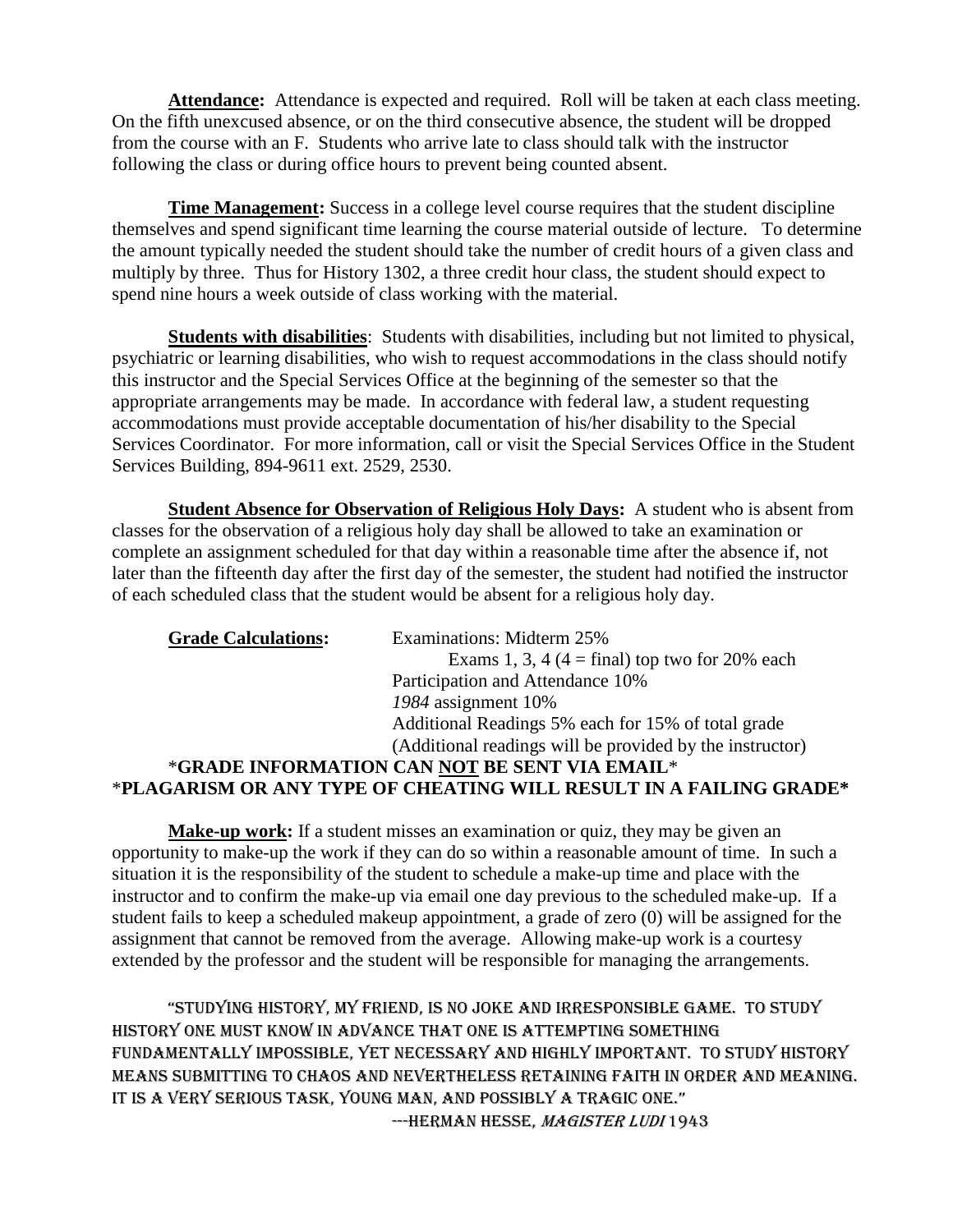**Attendance:** Attendance is expected and required. Roll will be taken at each class meeting. On the fifth unexcused absence, or on the third consecutive absence, the student will be dropped from the course with an F. Students who arrive late to class should talk with the instructor following the class or during office hours to prevent being counted absent.

**Time Management:** Success in a college level course requires that the student discipline themselves and spend significant time learning the course material outside of lecture. To determine the amount typically needed the student should take the number of credit hours of a given class and multiply by three. Thus for History 1302, a three credit hour class, the student should expect to spend nine hours a week outside of class working with the material.

**Students with disabilities**: Students with disabilities, including but not limited to physical, psychiatric or learning disabilities, who wish to request accommodations in the class should notify this instructor and the Special Services Office at the beginning of the semester so that the appropriate arrangements may be made. In accordance with federal law, a student requesting accommodations must provide acceptable documentation of his/her disability to the Special Services Coordinator. For more information, call or visit the Special Services Office in the Student Services Building, 894-9611 ext. 2529, 2530.

**Student Absence for Observation of Religious Holy Days:** A student who is absent from classes for the observation of a religious holy day shall be allowed to take an examination or complete an assignment scheduled for that day within a reasonable time after the absence if, not later than the fifteenth day after the first day of the semester, the student had notified the instructor of each scheduled class that the student would be absent for a religious holy day.

**Grade Calculations:**

Examinations: Midterm 25%
Exams 1, 3, 4 (4 = final) top two for 20% each
Participation and Attendance 10%
*1984* assignment 10%
Additional Readings 5% each for 15% of total grade
(Additional readings will be provided by the instructor)

\***GRADE INFORMATION CAN NOT BE SENT VIA EMAIL**\*

\***PLAGARISM OR ANY TYPE OF CHEATING WILL RESULT IN A FAILING GRADE\***

**Make-up work:** If a student misses an examination or quiz, they may be given an opportunity to make-up the work if they can do so within a reasonable amount of time. In such a situation it is the responsibility of the student to schedule a make-up time and place with the instructor and to confirm the make-up via email one day previous to the scheduled make-up. If a student fails to keep a scheduled makeup appointment, a grade of zero (0) will be assigned for the assignment that cannot be removed from the average. Allowing make-up work is a courtesy extended by the professor and the student will be responsible for managing the arrangements.

"STUDYING HISTORY, MY FRIEND, IS NO JOKE AND IRRESPONSIBLE GAME. TO STUDY HISTORY ONE MUST KNOW IN ADVANCE THAT ONE IS ATTEMPTING SOMETHING FUNDAMENTALLY IMPOSSIBLE, YET NECESSARY AND HIGHLY IMPORTANT. TO STUDY HISTORY MEANS SUBMITTING TO CHAOS AND NEVERTHELESS RETAINING FAITH IN ORDER AND MEANING. IT IS A VERY SERIOUS TASK, YOUNG MAN, AND POSSIBLY A TRAGIC ONE."

---HERMAN HESSE, *MAGISTER LUDI* 1943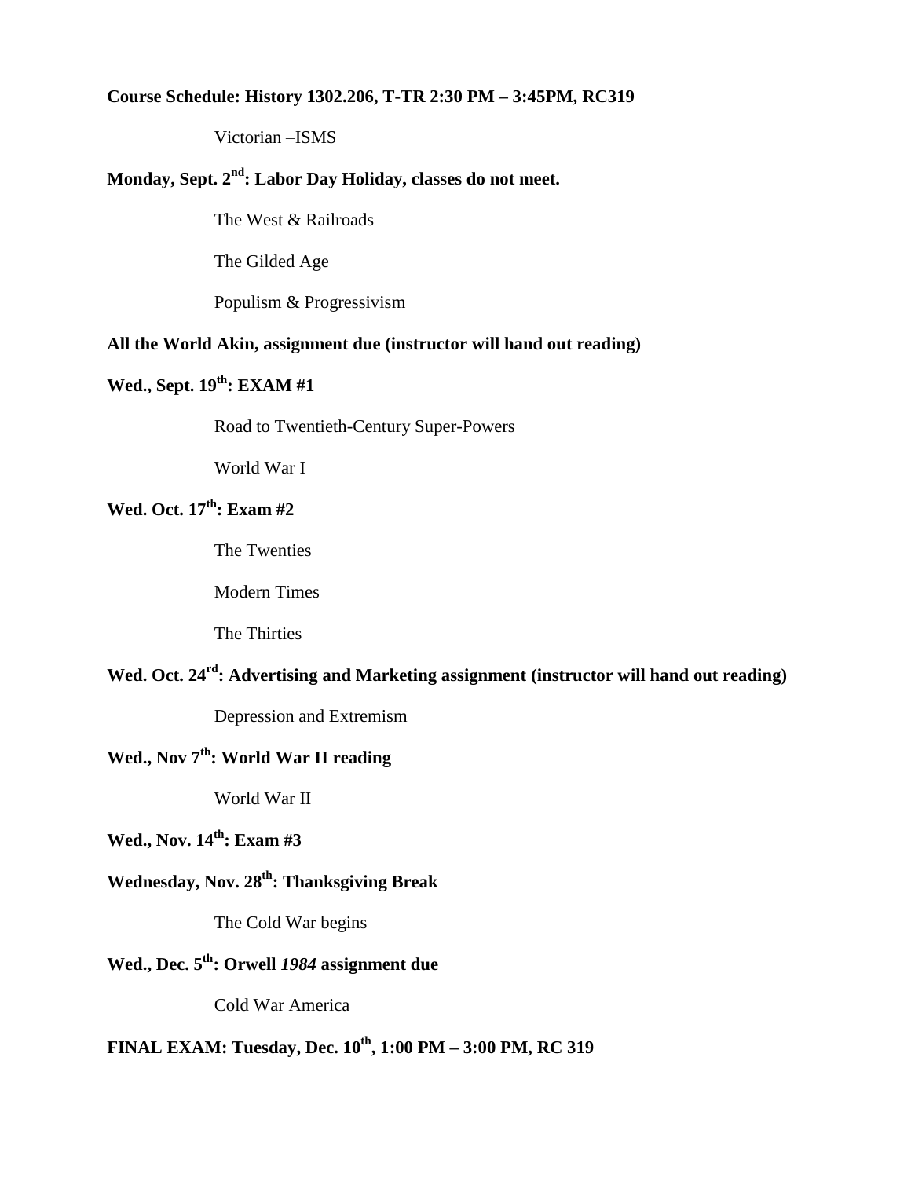**Course Schedule: History 1302.206, T-TR 2:30 PM – 3:45PM, RC319**

Victorian –ISMS

**Monday, Sept. 2nd: Labor Day Holiday, classes do not meet.**

The West & Railroads

The Gilded Age

Populism & Progressivism

**All the World Akin, assignment due (instructor will hand out reading)**

**Wed., Sept. 19th: EXAM #1**

Road to Twentieth-Century Super-Powers

World War I

**Wed. Oct. 17th: Exam #2**

The Twenties

Modern Times

The Thirties

**Wed. Oct. 24rd: Advertising and Marketing assignment (instructor will hand out reading)**

Depression and Extremism

**Wed., Nov 7th: World War II reading**

World War II

**Wed., Nov. 14th: Exam #3**

**Wednesday, Nov. 28th: Thanksgiving Break**

The Cold War begins

**Wed., Dec. 5th: Orwell *1984* assignment due**

Cold War America

**FINAL EXAM: Tuesday, Dec. 10th, 1:00 PM – 3:00 PM, RC 319**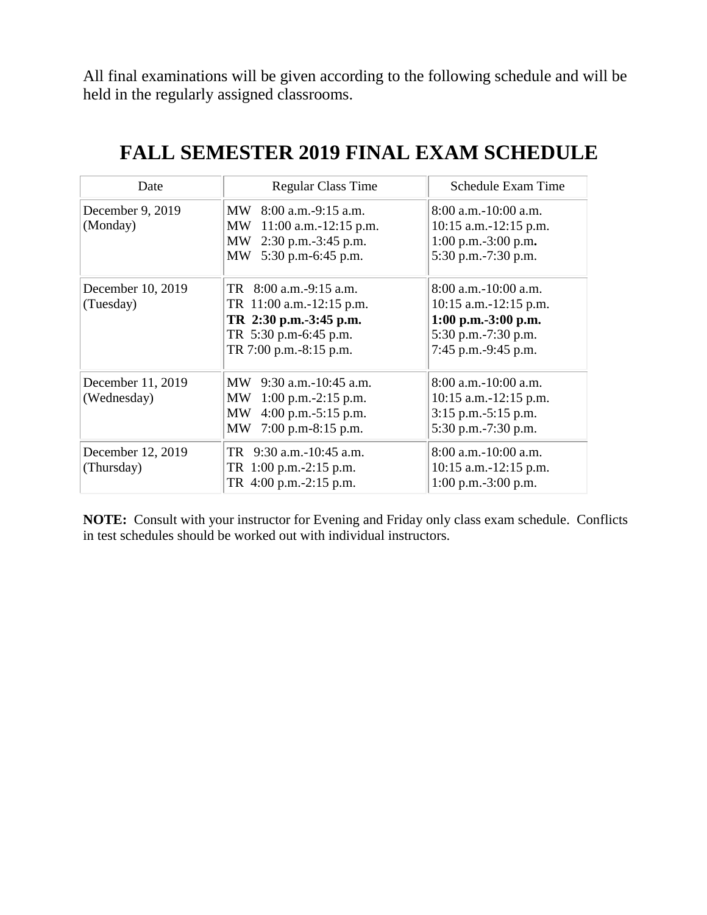All final examinations will be given according to the following schedule and will be held in the regularly assigned classrooms.

# FALL SEMESTER 2019 FINAL EXAM SCHEDULE

| Date | Regular Class Time | Schedule Exam Time |
|---|---|---|
| December 9, 2019 (Monday) | MW 8:00 a.m.-9:15 a.m.<br>MW 11:00 a.m.-12:15 p.m.<br>MW 2:30 p.m.-3:45 p.m.<br>MW 5:30 p.m-6:45 p.m. | 8:00 a.m.-10:00 a.m.<br>10:15 a.m.-12:15 p.m.<br>1:00 p.m.-3:00 p.m.<br>5:30 p.m.-7:30 p.m. |
| December 10, 2019 (Tuesday) | TR 8:00 a.m.-9:15 a.m.<br>TR 11:00 a.m.-12:15 p.m.<br>**TR 2:30 p.m.-3:45 p.m.**<br>TR 5:30 p.m-6:45 p.m.<br>TR 7:00 p.m.-8:15 p.m. | 8:00 a.m.-10:00 a.m.<br>10:15 a.m.-12:15 p.m.<br>**1:00 p.m.-3:00 p.m.**<br>5:30 p.m.-7:30 p.m.<br>7:45 p.m.-9:45 p.m. |
| December 11, 2019 (Wednesday) | MW 9:30 a.m.-10:45 a.m.<br>MW 1:00 p.m.-2:15 p.m.<br>MW 4:00 p.m.-5:15 p.m.<br>MW 7:00 p.m-8:15 p.m. | 8:00 a.m.-10:00 a.m.<br>10:15 a.m.-12:15 p.m.<br>3:15 p.m.-5:15 p.m.<br>5:30 p.m.-7:30 p.m. |
| December 12, 2019 (Thursday) | TR 9:30 a.m.-10:45 a.m.<br>TR 1:00 p.m.-2:15 p.m.<br>TR 4:00 p.m.-2:15 p.m. | 8:00 a.m.-10:00 a.m.<br>10:15 a.m.-12:15 p.m.<br>1:00 p.m.-3:00 p.m. |

**NOTE:** Consult with your instructor for Evening and Friday only class exam schedule. Conflicts in test schedules should be worked out with individual instructors.